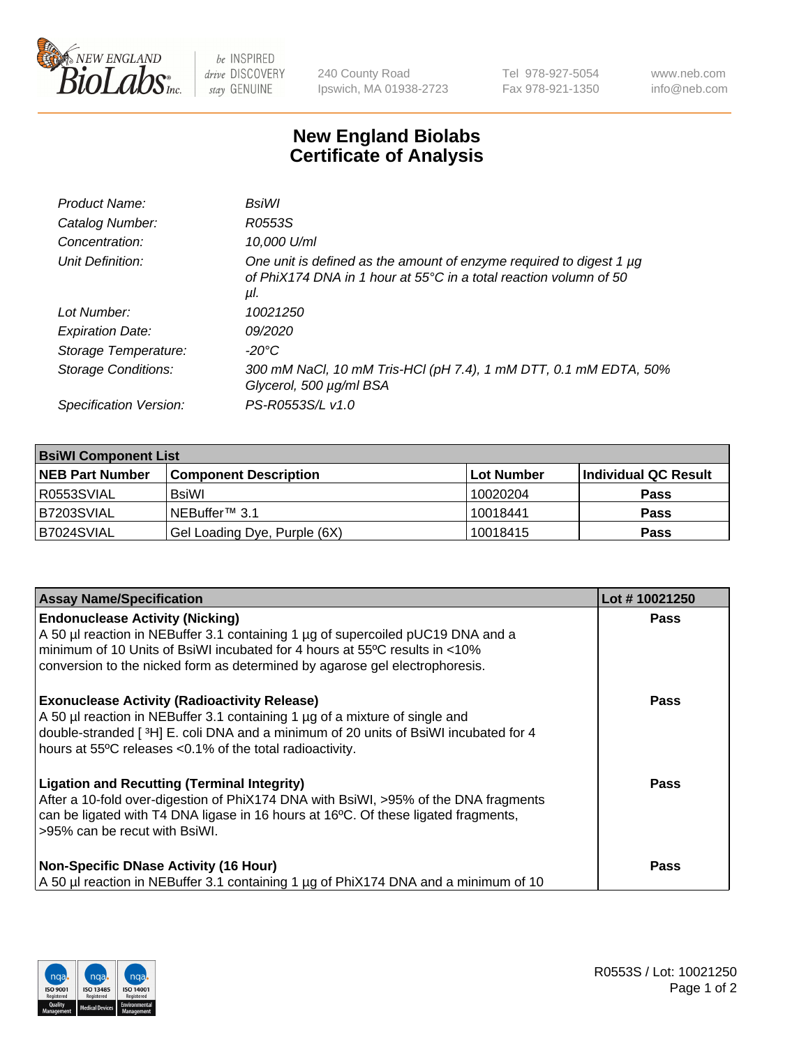# New England Biolabs Certificate of Analysis

| | |
|---|---|
| *Product Name:* | *BsiWI* |
| *Catalog Number:* | *R0553S* |
| *Concentration:* | *10,000 U/ml* |
| *Unit Definition:* | *One unit is defined as the amount of enzyme required to digest 1 µg of PhiX174 DNA in 1 hour at 55°C in a total reaction volumn of 50 µl.* |
| *Lot Number:* | *10021250* |
| *Expiration Date:* | *09/2020* |
| *Storage Temperature:* | *-20°C* |
| *Storage Conditions:* | *300 mM NaCl, 10 mM Tris-HCl (pH 7.4), 1 mM DTT, 0.1 mM EDTA, 50% Glycerol, 500 µg/ml BSA* |
| *Specification Version:* | *PS-R0553S/L v1.0* |

| **BsiWI Component List** | | | |
|---|---|---|---|
| **NEB Part Number** | **Component Description** | **Lot Number** | **Individual QC Result** |
| R0553SVIAL | BsiWI | 10020204 | **Pass** |
| B7203SVIAL | NEBuffer™ 3.1 | 10018441 | **Pass** |
| B7024SVIAL | Gel Loading Dye, Purple (6X) | 10018415 | **Pass** |

| **Assay Name/Specification** | **Lot # 10021250** |
|---|---|
| **Endonuclease Activity (Nicking)** A 50 µl reaction in NEBuffer 3.1 containing 1 µg of supercoiled pUC19 DNA and a minimum of 10 Units of BsiWI incubated for 4 hours at 55ºC results in <10% conversion to the nicked form as determined by agarose gel electrophoresis. | **Pass** |
| **Exonuclease Activity (Radioactivity Release)** A 50 µl reaction in NEBuffer 3.1 containing 1 µg of a mixture of single and double-stranded [ $^3$H] E. coli DNA and a minimum of 20 units of BsiWI incubated for 4 hours at 55ºC releases <0.1% of the total radioactivity. | **Pass** |
| **Ligation and Recutting (Terminal Integrity)** After a 10-fold over-digestion of PhiX174 DNA with BsiWI, >95% of the DNA fragments can be ligated with T4 DNA ligase in 16 hours at 16ºC. Of these ligated fragments, >95% can be recut with BsiWI. | **Pass** |
| **Non-Specific DNase Activity (16 Hour)** A 50 µl reaction in NEBuffer 3.1 containing 1 µg of PhiX174 DNA and a minimum of 10 | **Pass** |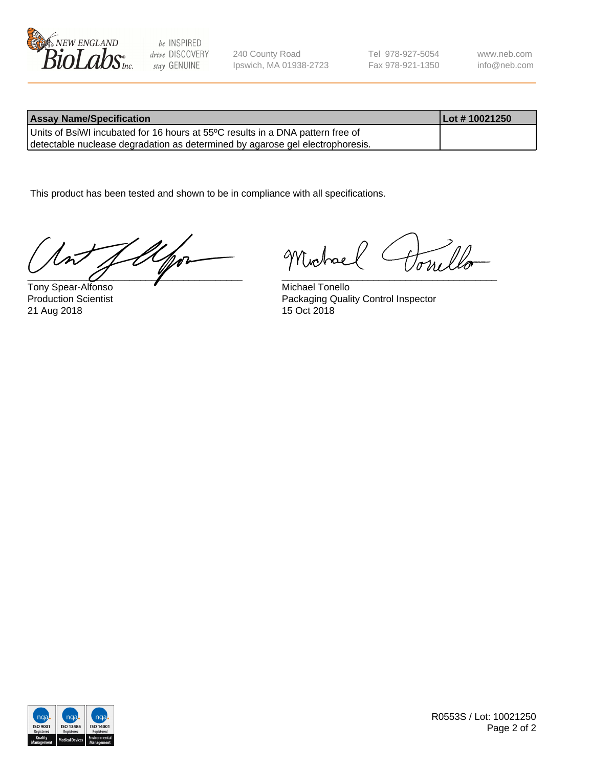be INSPIRED
drive DISCOVERY
stay GENUINE

240 County Road
Ipswich, MA 01938-2723

Tel 978-927-5054
Fax 978-921-1350

www.neb.com
info@neb.com

| Assay Name/Specification | Lot # 10021250 |
| --- | --- |
| Units of BsiWI incubated for 16 hours at 55ºC results in a DNA pattern free of detectable nuclease degradation as determined by agarose gel electrophoresis. | |

This product has been tested and shown to be in compliance with all specifications.

Tony Spear-Alfonso
Production Scientist
21 Aug 2018

Michael Tonello
Packaging Quality Control Inspector
15 Oct 2018

R0553S / Lot: 10021250